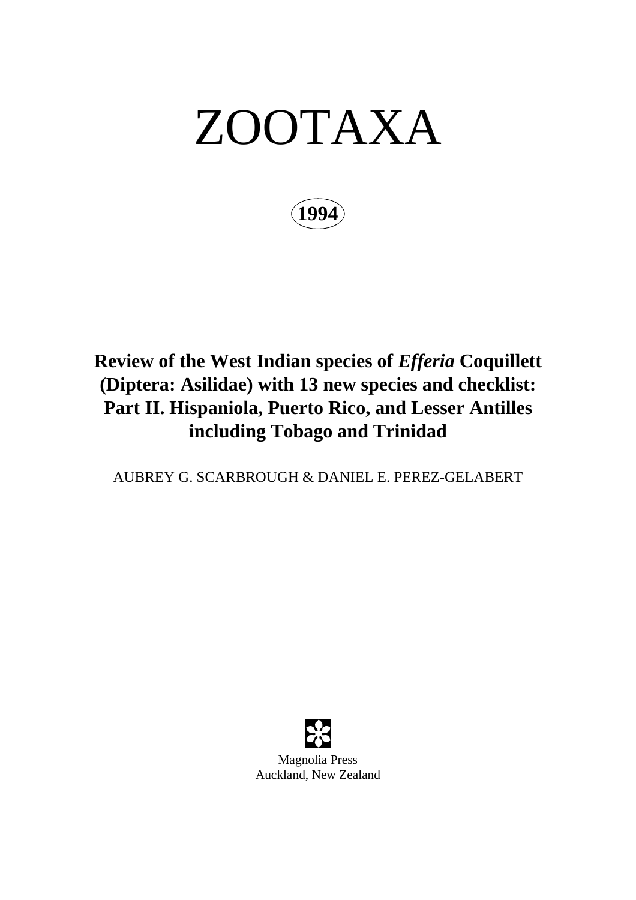# ZOOTAXA

**1994**

## Review of the West Indian species of *Efferia* Coquillett (Diptera: Asilidae) with 13 new species and checklist: Part II. Hispaniola, Puerto Rico, and Lesser Antilles including Tobago and Trinidad

AUBREY G. SCARBROUGH & DANIEL E. PEREZ-GELABERT

Magnolia Press
Auckland, New Zealand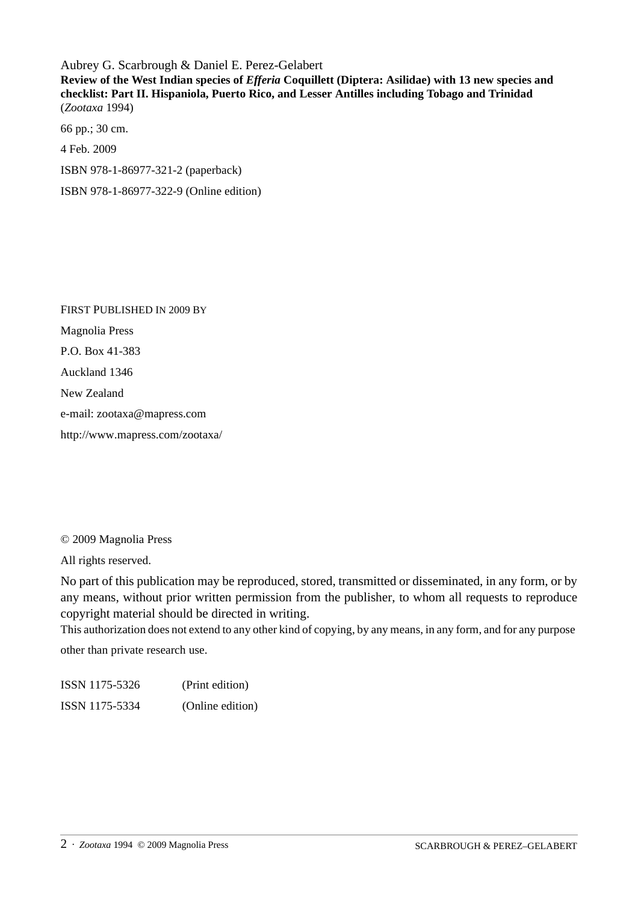Aubrey G. Scarbrough & Daniel E. Perez-Gelabert

**Review of the West Indian species of *Efferia* Coquillett (Diptera: Asilidae) with 13 new species and checklist: Part II. Hispaniola, Puerto Rico, and Lesser Antilles including Tobago and Trinidad**
(*Zootaxa* 1994)

66 pp.; 30 cm.

4 Feb. 2009

ISBN 978-1-86977-321-2 (paperback)

ISBN 978-1-86977-322-9 (Online edition)

FIRST PUBLISHED IN 2009 BY

Magnolia Press

P.O. Box 41-383

Auckland 1346

New Zealand

e-mail: zootaxa@mapress.com

http://www.mapress.com/zootaxa/

© 2009 Magnolia Press

All rights reserved.

No part of this publication may be reproduced, stored, transmitted or disseminated, in any form, or by any means, without prior written permission from the publisher, to whom all requests to reproduce copyright material should be directed in writing.

This authorization does not extend to any other kind of copying, by any means, in any form, and for any purpose other than private research use.

| ISSN 1175-5326 | (Print edition) |
|---|---|
| ISSN 1175-5334 | (Online edition) |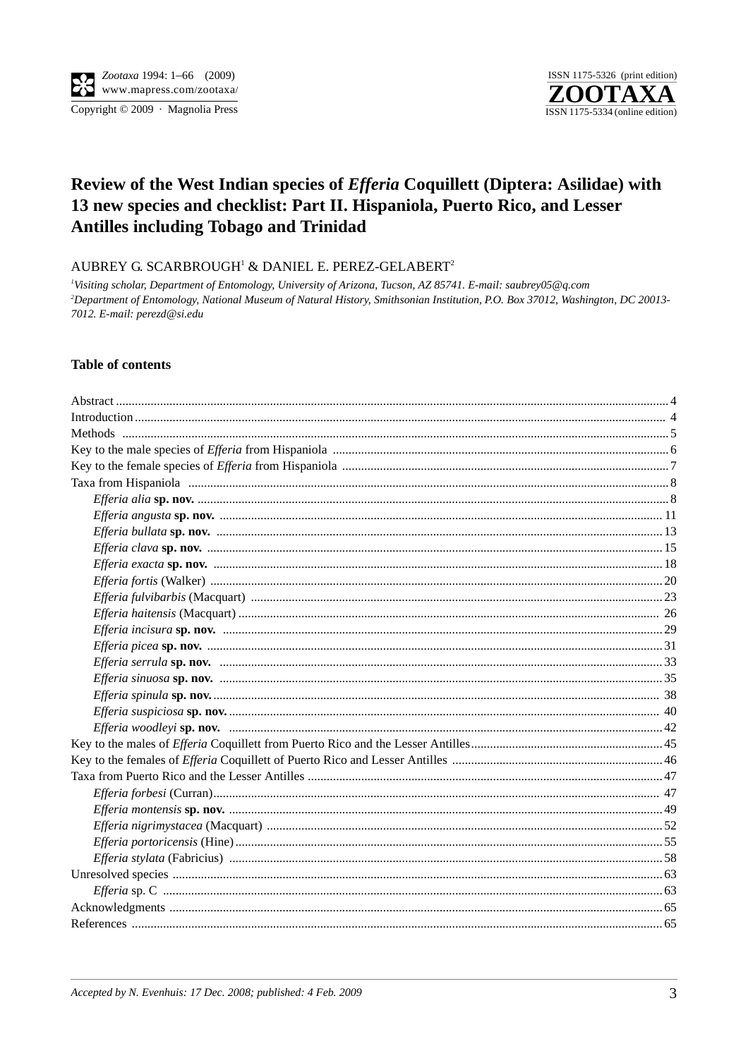# Review of the West Indian species of *Efferia* Coquillett (Diptera: Asilidae) with 13 new species and checklist: Part II. Hispaniola, Puerto Rico, and Lesser Antilles including Tobago and Trinidad

AUBREY G. SCARBROUGH[1] & DANIEL E. PEREZ-GELABERT[2]

[1]*Visiting scholar, Department of Entomology, University of Arizona, Tucson, AZ 85741. E-mail: saubrey05@q.com*
[2]*Department of Entomology, National Museum of Natural History, Smithsonian Institution, P.O. Box 37012, Washington, DC 20013-7012. E-mail: perezd@si.edu*

## Table of contents

- Abstract ... 4
- Introduction ... 4
- Methods ... 5
- Key to the male species of *Efferia* from Hispaniola ... 6
- Key to the female species of *Efferia* from Hispaniola ... 7
- Taxa from Hispaniola ... 8
    - *Efferia alia* **sp. nov.** ... 8
    - *Efferia angusta* **sp. nov.** ... 11
    - *Efferia bullata* **sp. nov.** ... 13
    - *Efferia clava* **sp. nov.** ... 15
    - *Efferia exacta* **sp. nov.** ... 18
    - *Efferia fortis* (Walker) ... 20
    - *Efferia fulvibarbis* (Macquart) ... 23
    - *Efferia haitensis* (Macquart) ... 26
    - *Efferia incisura* **sp. nov.** ... 29
    - *Efferia picea* **sp. nov.** ... 31
    - *Efferia serrula* **sp. nov.** ... 33
    - *Efferia sinuosa* **sp. nov.** ... 35
    - *Efferia spinula* **sp. nov.** ... 38
    - *Efferia suspiciosa* **sp. nov.** ... 40
    - *Efferia woodleyi* **sp. nov.** ... 42
- Key to the males of *Efferia* Coquillett from Puerto Rico and the Lesser Antilles ... 45
- Key to the females of *Efferia* Coquillett of Puerto Rico and Lesser Antilles ... 46
- Taxa from Puerto Rico and the Lesser Antilles ... 47
    - *Efferia forbesi* (Curran) ... 47
    - *Efferia montensis* **sp. nov.** ... 49
    - *Efferia nigrimystacea* (Macquart) ... 52
    - *Efferia portoricensis* (Hine) ... 55
    - *Efferia stylata* (Fabricius) ... 58
- Unresolved species ... 63
    - *Efferia* sp. C ... 63
- Acknowledgments ... 65
- References ... 65

*Accepted by N. Evenhuis: 17 Dec. 2008; published: 4 Feb. 2009*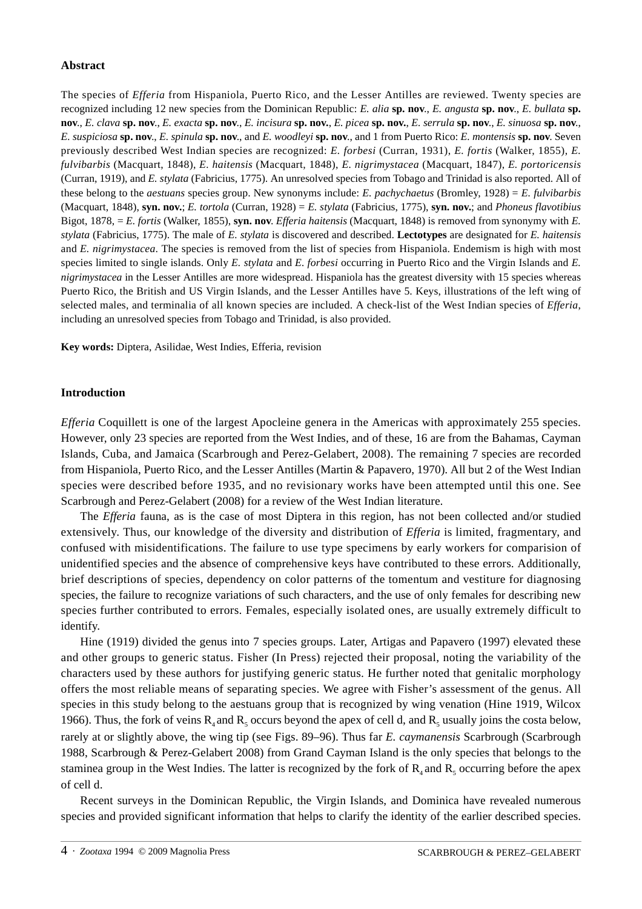### Abstract

The species of *Efferia* from Hispaniola, Puerto Rico, and the Lesser Antilles are reviewed. Twenty species are recognized including 12 new species from the Dominican Republic: *E. alia* **sp. nov**., *E. angusta* **sp. nov**., *E. bullata* **sp. nov**., *E. clava* **sp. nov**., *E. exacta* **sp. nov**., *E. incisura* **sp. nov.**, *E. picea* **sp. nov.**, *E. serrula* **sp. nov**., *E. sinuosa* **sp. nov**., *E. suspiciosa* **sp. nov**., *E. spinula* **sp. nov**., and *E. woodleyi* **sp. nov**., and 1 from Puerto Rico: *E. montensis* **sp. nov**. Seven previously described West Indian species are recognized: *E. forbesi* (Curran, 1931), *E. fortis* (Walker, 1855), *E. fulvibarbis* (Macquart, 1848), *E. haitensis* (Macquart, 1848), *E. nigrimystacea* (Macquart, 1847), *E. portoricensis* (Curran, 1919), and *E. stylata* (Fabricius, 1775). An unresolved species from Tobago and Trinidad is also reported. All of these belong to the *aestuans* species group. New synonyms include: *E. pachychaetus* (Bromley, 1928) = *E. fulvibarbis* (Macquart, 1848), **syn. nov.**; *E. tortola* (Curran, 1928) = *E. stylata* (Fabricius, 1775), **syn. nov.**; and *Phoneus flavotibius* Bigot, 1878, = *E. fortis* (Walker, 1855), **syn. nov**. *Efferia haitensis* (Macquart, 1848) is removed from synonymy with *E. stylata* (Fabricius, 1775). The male of *E. stylata* is discovered and described. **Lectotypes** are designated for *E. haitensis* and *E. nigrimystacea*. The species is removed from the list of species from Hispaniola. Endemism is high with most species limited to single islands. Only *E. stylata* and *E. forbesi* occurring in Puerto Rico and the Virgin Islands and *E. nigrimystacea* in the Lesser Antilles are more widespread. Hispaniola has the greatest diversity with 15 species whereas Puerto Rico, the British and US Virgin Islands, and the Lesser Antilles have 5. Keys, illustrations of the left wing of selected males, and terminalia of all known species are included. A check-list of the West Indian species of *Efferia*, including an unresolved species from Tobago and Trinidad, is also provided.

**Key words:** Diptera, Asilidae, West Indies, Efferia, revision

### Introduction

*Efferia* Coquillett is one of the largest Apocleine genera in the Americas with approximately 255 species. However, only 23 species are reported from the West Indies, and of these, 16 are from the Bahamas, Cayman Islands, Cuba, and Jamaica (Scarbrough and Perez-Gelabert, 2008). The remaining 7 species are recorded from Hispaniola, Puerto Rico, and the Lesser Antilles (Martin & Papavero, 1970). All but 2 of the West Indian species were described before 1935, and no revisionary works have been attempted until this one. See Scarbrough and Perez-Gelabert (2008) for a review of the West Indian literature.

The *Efferia* fauna, as is the case of most Diptera in this region, has not been collected and/or studied extensively. Thus, our knowledge of the diversity and distribution of *Efferia* is limited, fragmentary, and confused with misidentifications. The failure to use type specimens by early workers for comparision of unidentified species and the absence of comprehensive keys have contributed to these errors. Additionally, brief descriptions of species, dependency on color patterns of the tomentum and vestiture for diagnosing species, the failure to recognize variations of such characters, and the use of only females for describing new species further contributed to errors. Females, especially isolated ones, are usually extremely difficult to identify.

Hine (1919) divided the genus into 7 species groups. Later, Artigas and Papavero (1997) elevated these and other groups to generic status. Fisher (In Press) rejected their proposal, noting the variability of the characters used by these authors for justifying generic status. He further noted that genitalic morphology offers the most reliable means of separating species. We agree with Fisher's assessment of the genus. All species in this study belong to the aestuans group that is recognized by wing venation (Hine 1919, Wilcox 1966). Thus, the fork of veins $R_4$ and $R_5$ occurs beyond the apex of cell d, and $R_5$ usually joins the costa below, rarely at or slightly above, the wing tip (see Figs. 89–96). Thus far *E. caymanensis* Scarbrough (Scarbrough 1988, Scarbrough & Perez-Gelabert 2008) from Grand Cayman Island is the only species that belongs to the staminea group in the West Indies. The latter is recognized by the fork of $R_4$ and $R_5$ occurring before the apex of cell d.

Recent surveys in the Dominican Republic, the Virgin Islands, and Dominica have revealed numerous species and provided significant information that helps to clarify the identity of the earlier described species.